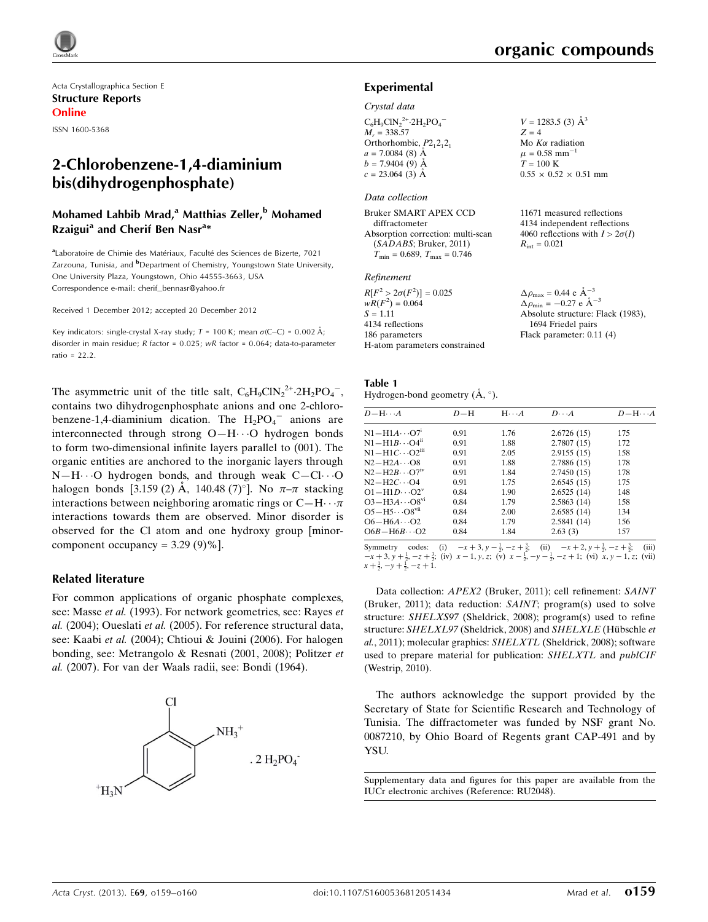Acta Crystallographica Section E

**Structure Reports Online**

ISSN 1600-5368

# 2-Chlorobenzene-1,4-diaminium bis(dihydrogenphosphate)

**Mohamed Lahbib Mrad,[a] Matthias Zeller,[b] Mohamed Rzaigui[a] and Cherif Ben Nasr[a]***

[a]Laboratoire de Chimie des Matériaux, Faculté des Sciences de Bizerte, 7021 Zarzouna, Tunisia, and [b]Department of Chemistry, Youngstown State University, One University Plaza, Youngstown, Ohio 44555-3663, USA

Correspondence e-mail: cherif_bennasr@yahoo.fr

Received 1 December 2012; accepted 20 December 2012

Key indicators: single-crystal X-ray study; $T$ = 100 K; mean $\sigma$(C–C) = 0.002 Å; disorder in main residue; $R$ factor = 0.025; $wR$ factor = 0.064; data-to-parameter ratio = 22.2.

The asymmetric unit of the title salt, $C_6H_9ClN_2^{2+}\cdot 2H_2PO_4^-$, contains two dihydrogenphosphate anions and one 2-chlorobenzene-1,4-diaminium dication. The $H_2PO_4^-$ anions are interconnected through strong O—H⋯O hydrogen bonds to form two-dimensional infinite layers parallel to (001). The organic entities are anchored to the inorganic layers through N—H⋯O hydrogen bonds, and through weak C—Cl⋯O halogen bonds [3.159 (2) Å, 140.48 (7)°]. No π–π stacking interactions between neighboring aromatic rings or C—H⋯π interactions towards them are observed. Minor disorder is observed for the Cl atom and one hydroxy group [minor-component occupancy = 3.29 (9)%].

## Related literature

For common applications of organic phosphate complexes, see: Masse *et al.* (1993). For network geometries, see: Rayes *et al.* (2004); Oueslati *et al.* (2005). For reference structural data, see: Kaabi *et al.* (2004); Chtioui & Jouini (2006). For halogen bonding, see: Metrangolo & Resnati (2001, 2008); Politzer *et al.* (2007). For van der Waals radii, see: Bondi (1964).

## Experimental

### Crystal data

$C_6H_9ClN_2^{2+}\cdot 2H_2PO_4^-$

$M_r$ = 338.57

Orthorhombic, $P2_12_12_1$

$a$ = 7.0084 (8) Å

$b$ = 7.9404 (9) Å

$c$ = 23.064 (3) Å

$V$ = 1283.5 (3) Å$^3$

$Z$ = 4

Mo $K\alpha$ radiation

$\mu$ = 0.58 mm$^{-1}$

$T$ = 100 K

0.55 × 0.52 × 0.51 mm

### Data collection

Bruker SMART APEX CCD diffractometer

Absorption correction: multi-scan (*SADABS*; Bruker, 2011)

$T_{min}$ = 0.689, $T_{max}$ = 0.746

11671 measured reflections

4134 independent reflections

4060 reflections with $I > 2\sigma(I)$

$R_{int}$ = 0.021

### Refinement

$R[F^2 > 2\sigma(F^2)]$ = 0.025

$wR(F^2)$ = 0.064

$S$ = 1.11

4134 reflections

186 parameters

H-atom parameters constrained

$\Delta\rho_{max}$ = 0.44 e Å$^{-3}$

$\Delta\rho_{min}$ = −0.27 e Å$^{-3}$

Absolute structure: Flack (1983), 1694 Friedel pairs

Flack parameter: 0.11 (4)

**Table 1**
Hydrogen-bond geometry (Å, °).

| $D$—H⋯$A$ | $D$—H | H⋯$A$ | $D$⋯$A$ | $D$—H⋯$A$ |
|---|---|---|---|---|
| N1—H1$A$⋯O7[i] | 0.91 | 1.76 | 2.6726 (15) | 175 |
| N1—H1$B$⋯O4[ii] | 0.91 | 1.88 | 2.7807 (15) | 172 |
| N1—H1$C$⋯O2[iii] | 0.91 | 2.05 | 2.9155 (15) | 158 |
| N2—H2$A$⋯O8 | 0.91 | 1.88 | 2.7886 (15) | 178 |
| N2—H2$B$⋯O7[iv] | 0.91 | 1.84 | 2.7450 (15) | 178 |
| N2—H2$C$⋯O4 | 0.91 | 1.75 | 2.6545 (15) | 175 |
| O1—H1$D$⋯O2[v] | 0.84 | 1.90 | 2.6525 (14) | 148 |
| O3—H3$A$⋯O8[vi] | 0.84 | 1.79 | 2.5863 (14) | 158 |
| O5—H5⋯O8[vii] | 0.84 | 2.00 | 2.6585 (14) | 134 |
| O6—H6$A$⋯O2 | 0.84 | 1.79 | 2.5841 (14) | 156 |
| O6$B$—H6$B$⋯O2 | 0.84 | 1.84 | 2.63 (3) | 157 |

Symmetry codes: (i) $-x+3, y-\frac{1}{2}, -z+\frac{3}{2}$; (ii) $-x+2, y+\frac{1}{2}, -z+\frac{3}{2}$; (iii) $-x+3, y+\frac{1}{2}, -z+\frac{3}{2}$; (iv) $x-1, y, z$; (v) $x-\frac{1}{2}, -y-\frac{1}{2}, -z+1$; (vi) $x, y-1, z$; (vii) $x+\frac{1}{2}, -y+\frac{1}{2}, -z+1$.

Data collection: *APEX2* (Bruker, 2011); cell refinement: *SAINT* (Bruker, 2011); data reduction: *SAINT*; program(s) used to solve structure: *SHELXS97* (Sheldrick, 2008); program(s) used to refine structure: *SHELXL97* (Sheldrick, 2008) and *SHELXLE* (Hübschle *et al.*, 2011); molecular graphics: *SHELXTL* (Sheldrick, 2008); software used to prepare material for publication: *SHELXTL* and *publCIF* (Westrip, 2010).

The authors acknowledge the support provided by the Secretary of State for Scientific Research and Technology of Tunisia. The diffractometer was funded by NSF grant No. 0087210, by Ohio Board of Regents grant CAP-491 and by YSU.

Supplementary data and figures for this paper are available from the IUCr electronic archives (Reference: RU2048).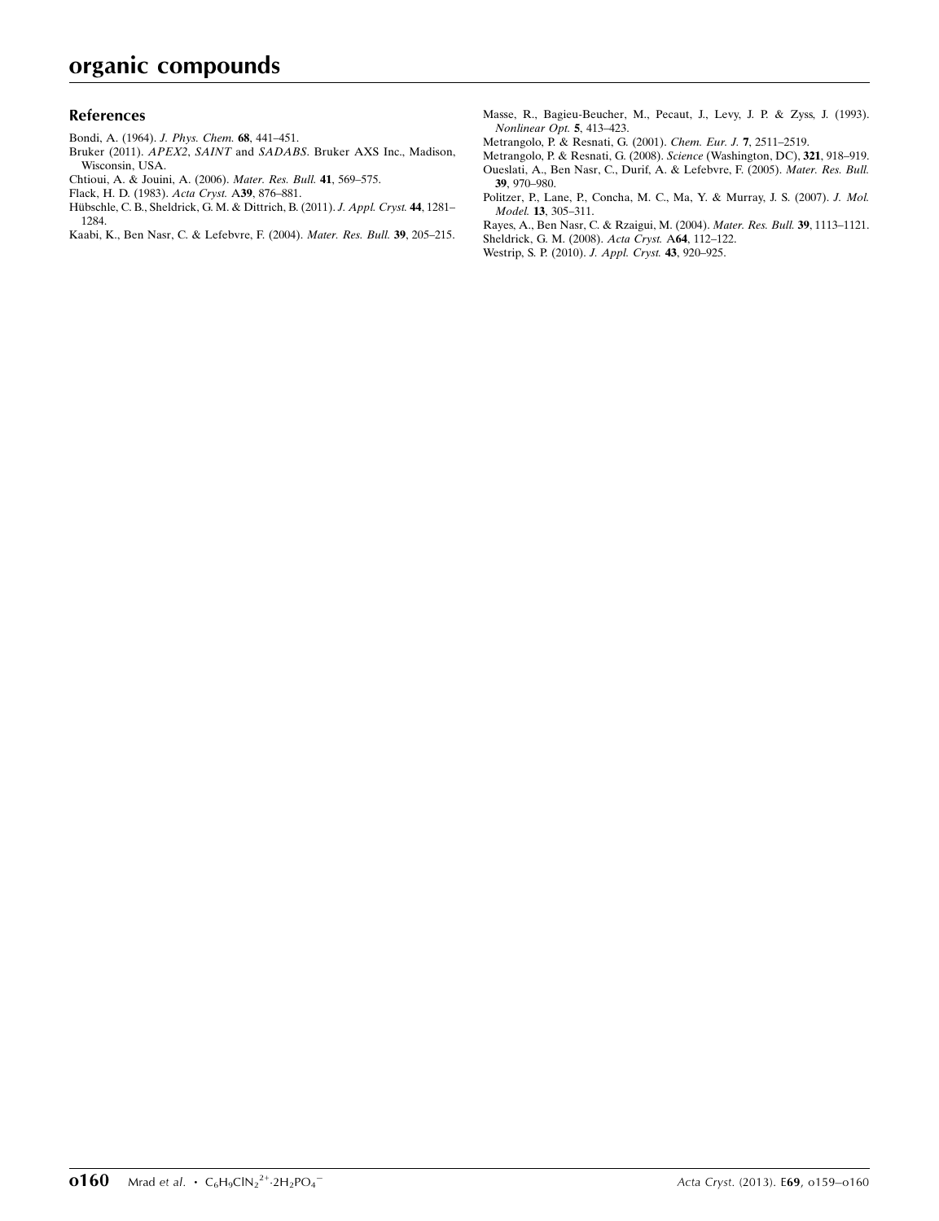## References

Bondi, A. (1964). *J. Phys. Chem.* **68**, 441–451.

Bruker (2011). *APEX2*, *SAINT* and *SADABS*. Bruker AXS Inc., Madison, Wisconsin, USA.

Chtioui, A. & Jouini, A. (2006). *Mater. Res. Bull.* **41**, 569–575.

Flack, H. D. (1983). *Acta Cryst.* A**39**, 876–881.

Hübschle, C. B., Sheldrick, G. M. & Dittrich, B. (2011). *J. Appl. Cryst.* **44**, 1281–1284.

Kaabi, K., Ben Nasr, C. & Lefebvre, F. (2004). *Mater. Res. Bull.* **39**, 205–215.

Masse, R., Bagieu-Beucher, M., Pecaut, J., Levy, J. P. & Zyss, J. (1993). *Nonlinear Opt.* **5**, 413–423.

Metrangolo, P. & Resnati, G. (2001). *Chem. Eur. J.* **7**, 2511–2519.

Metrangolo, P. & Resnati, G. (2008). *Science* (Washington, DC), **321**, 918–919.

Oueslati, A., Ben Nasr, C., Durif, A. & Lefebvre, F. (2005). *Mater. Res. Bull.* **39**, 970–980.

Politzer, P., Lane, P., Concha, M. C., Ma, Y. & Murray, J. S. (2007). *J. Mol. Model.* **13**, 305–311.

Rayes, A., Ben Nasr, C. & Rzaigui, M. (2004). *Mater. Res. Bull.* **39**, 1113–1121.

Sheldrick, G. M. (2008). *Acta Cryst.* A**64**, 112–122.

Westrip, S. P. (2010). *J. Appl. Cryst.* **43**, 920–925.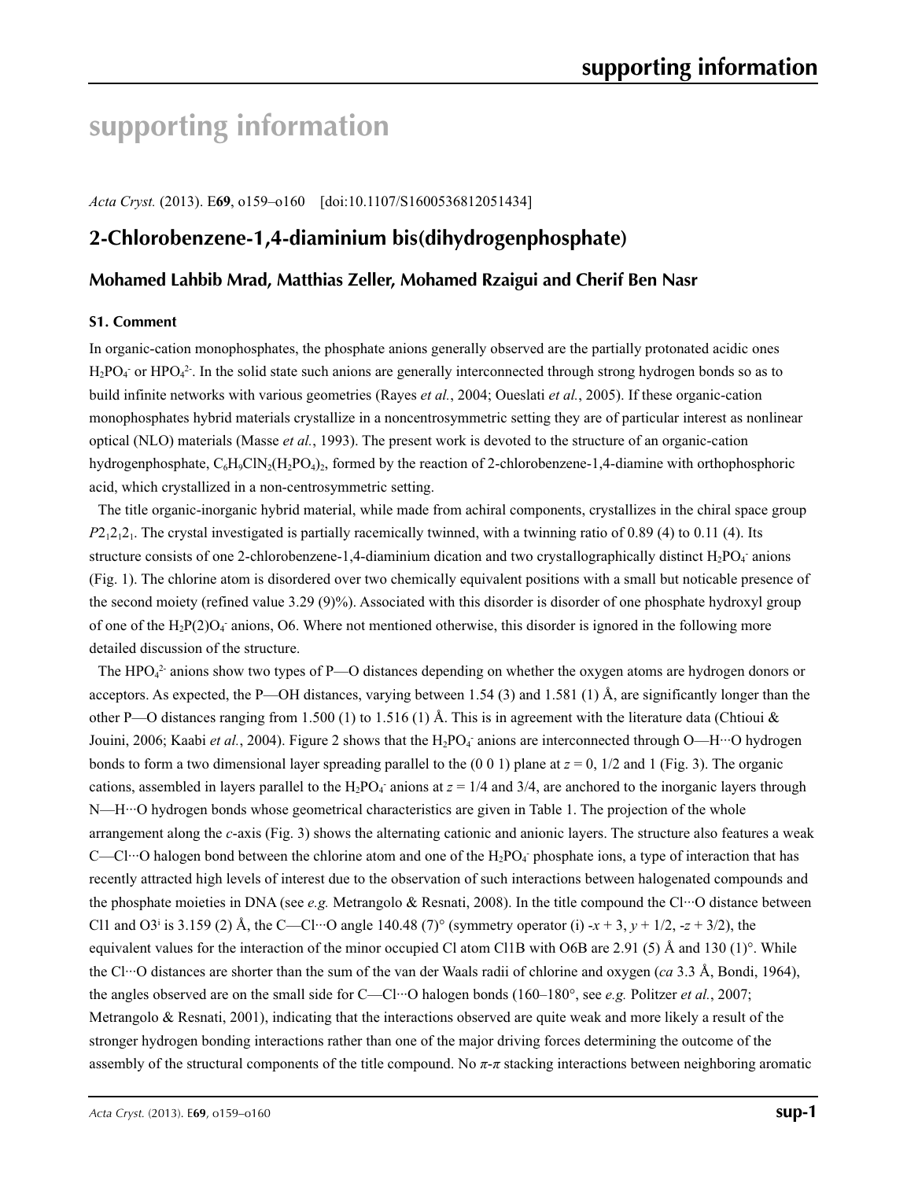# supporting information

*Acta Cryst.* (2013). E**69**, o159–o160 [doi:10.1107/S1600536812051434]

## 2-Chlorobenzene-1,4-diaminium bis(dihydrogenphosphate)

### Mohamed Lahbib Mrad, Matthias Zeller, Mohamed Rzaigui and Cherif Ben Nasr

#### S1. Comment

In organic-cation monophosphates, the phosphate anions generally observed are the partially protonated acidic ones $H_2PO_4^-$ or $HPO_4^{2-}$. In the solid state such anions are generally interconnected through strong hydrogen bonds so as to build infinite networks with various geometries (Rayes *et al.*, 2004; Oueslati *et al.*, 2005). If these organic-cation monophosphates hybrid materials crystallize in a noncentrosymmetric setting they are of particular interest as nonlinear optical (NLO) materials (Masse *et al.*, 1993). The present work is devoted to the structure of an organic-cation hydrogenphosphate, $C_6H_9ClN_2(H_2PO_4)_2$, formed by the reaction of 2-chlorobenzene-1,4-diamine with orthophosphoric acid, which crystallized in a non-centrosymmetric setting.

The title organic-inorganic hybrid material, while made from achiral components, crystallizes in the chiral space group $P2_12_12_1$. The crystal investigated is partially racemically twinned, with a twinning ratio of 0.89 (4) to 0.11 (4). Its structure consists of one 2-chlorobenzene-1,4-diaminium dication and two crystallographically distinct $H_2PO_4^-$ anions (Fig. 1). The chlorine atom is disordered over two chemically equivalent positions with a small but noticable presence of the second moiety (refined value 3.29 (9)%). Associated with this disorder is disorder of one phosphate hydroxyl group of one of the $H_2P(2)O_4^-$ anions, O6. Where not mentioned otherwise, this disorder is ignored in the following more detailed discussion of the structure.

The $HPO_4^{2-}$ anions show two types of P—O distances depending on whether the oxygen atoms are hydrogen donors or acceptors. As expected, the P—OH distances, varying between 1.54 (3) and 1.581 (1) Å, are significantly longer than the other P—O distances ranging from 1.500 (1) to 1.516 (1) Å. This is in agreement with the literature data (Chtioui & Jouini, 2006; Kaabi *et al.*, 2004). Figure 2 shows that the $H_2PO_4^-$ anions are interconnected through O—H···O hydrogen bonds to form a two dimensional layer spreading parallel to the (0 0 1) plane at $z$ = 0, 1/2 and 1 (Fig. 3). The organic cations, assembled in layers parallel to the $H_2PO_4^-$ anions at $z$ = 1/4 and 3/4, are anchored to the inorganic layers through N—H···O hydrogen bonds whose geometrical characteristics are given in Table 1. The projection of the whole arrangement along the $c$-axis (Fig. 3) shows the alternating cationic and anionic layers. The structure also features a weak C—Cl···O halogen bond between the chlorine atom and one of the $H_2PO_4^-$ phosphate ions, a type of interaction that has recently attracted high levels of interest due to the observation of such interactions between halogenated compounds and the phosphate moieties in DNA (see *e.g.* Metrangolo & Resnati, 2008). In the title compound the Cl···O distance between Cl1 and O3[i] is 3.159 (2) Å, the C—Cl···O angle 140.48 (7)° (symmetry operator (i) $-x + 3$, $y + 1/2$, $-z + 3/2$), the equivalent values for the interaction of the minor occupied Cl atom Cl1B with O6B are 2.91 (5) Å and 130 (1)°. While the Cl···O distances are shorter than the sum of the van der Waals radii of chlorine and oxygen (*ca* 3.3 Å, Bondi, 1964), the angles observed are on the small side for C—Cl···O halogen bonds (160–180°, see *e.g.* Politzer *et al.*, 2007; Metrangolo & Resnati, 2001), indicating that the interactions observed are quite weak and more likely a result of the stronger hydrogen bonding interactions rather than one of the major driving forces determining the outcome of the assembly of the structural components of the title compound. No $\pi$-$\pi$ stacking interactions between neighboring aromatic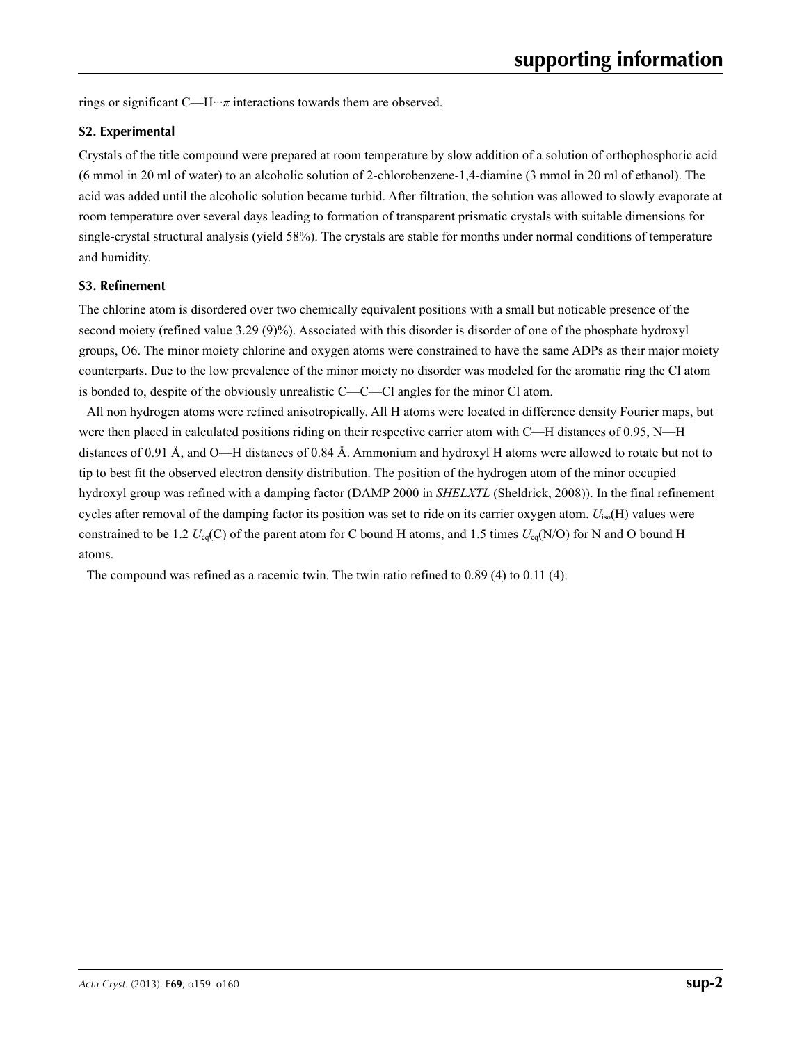rings or significant C—H···$\pi$ interactions towards them are observed.

### S2. Experimental

Crystals of the title compound were prepared at room temperature by slow addition of a solution of orthophosphoric acid (6 mmol in 20 ml of water) to an alcoholic solution of 2-chlorobenzene-1,4-diamine (3 mmol in 20 ml of ethanol). The acid was added until the alcoholic solution became turbid. After filtration, the solution was allowed to slowly evaporate at room temperature over several days leading to formation of transparent prismatic crystals with suitable dimensions for single-crystal structural analysis (yield 58%). The crystals are stable for months under normal conditions of temperature and humidity.

### S3. Refinement

The chlorine atom is disordered over two chemically equivalent positions with a small but noticable presence of the second moiety (refined value 3.29 (9)%). Associated with this disorder is disorder of one of the phosphate hydroxyl groups, O6. The minor moiety chlorine and oxygen atoms were constrained to have the same ADPs as their major moiety counterparts. Due to the low prevalence of the minor moiety no disorder was modeled for the aromatic ring the Cl atom is bonded to, despite of the obviously unrealistic C—C—Cl angles for the minor Cl atom.

All non hydrogen atoms were refined anisotropically. All H atoms were located in difference density Fourier maps, but were then placed in calculated positions riding on their respective carrier atom with C—H distances of 0.95, N—H distances of 0.91 Å, and O—H distances of 0.84 Å. Ammonium and hydroxyl H atoms were allowed to rotate but not to tip to best fit the observed electron density distribution. The position of the hydrogen atom of the minor occupied hydroxyl group was refined with a damping factor (DAMP 2000 in *SHELXTL* (Sheldrick, 2008)). In the final refinement cycles after removal of the damping factor its position was set to ride on its carrier oxygen atom. $U_{iso}$(H) values were constrained to be 1.2 $U_{eq}$(C) of the parent atom for C bound H atoms, and 1.5 times $U_{eq}$(N/O) for N and O bound H atoms.

The compound was refined as a racemic twin. The twin ratio refined to 0.89 (4) to 0.11 (4).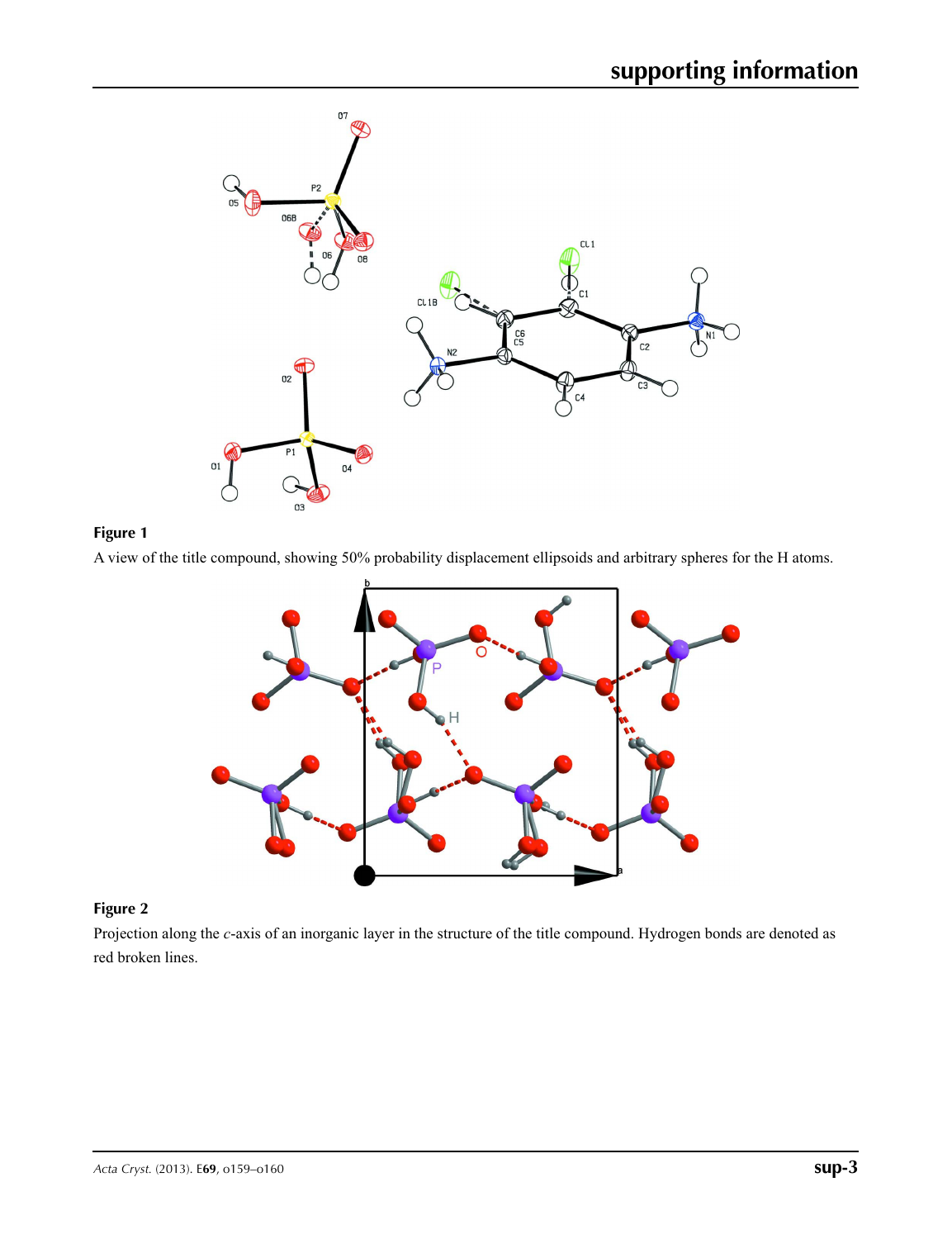**Figure 1**

A view of the title compound, showing 50% probability displacement ellipsoids and arbitrary spheres for the H atoms.

**Figure 2**

Projection along the *c*-axis of an inorganic layer in the structure of the title compound. Hydrogen bonds are denoted as red broken lines.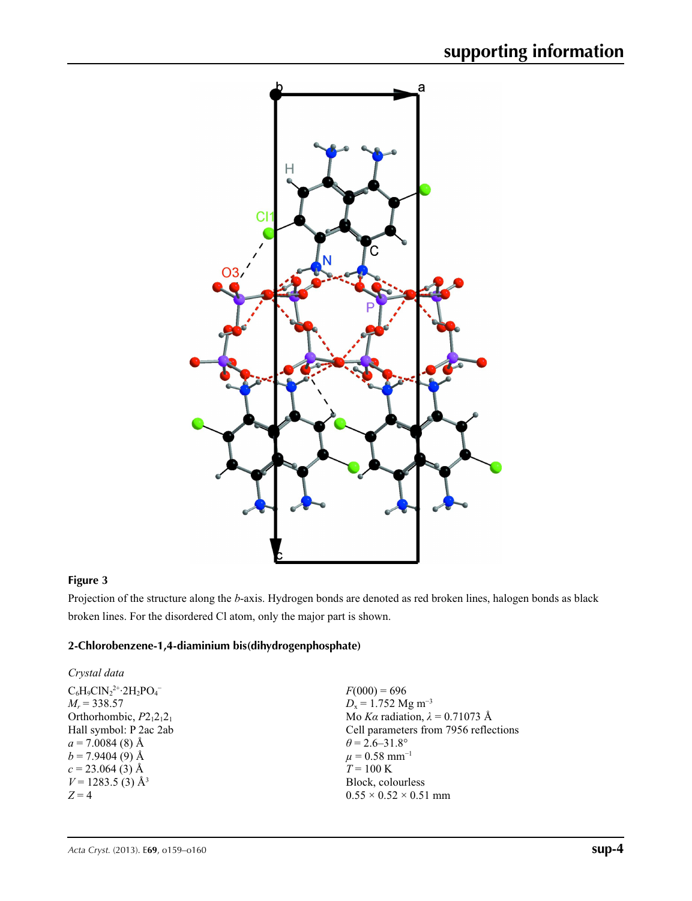**Figure 3**

Projection of the structure along the *b*-axis. Hydrogen bonds are denoted as red broken lines, halogen bonds as black broken lines. For the disordered Cl atom, only the major part is shown.

### 2-Chlorobenzene-1,4-diaminium bis(dihydrogenphosphate)

*Crystal data*

$C_6H_9ClN_2^{2+}\cdot 2H_2PO_4^-$
$M_r = 338.57$
Orthorhombic, $P2_12_12_1$
Hall symbol: P 2ac 2ab
$a = 7.0084$ (8) Å
$b = 7.9404$ (9) Å
$c = 23.064$ (3) Å
$V = 1283.5$ (3) Å$^3$
$Z = 4$
$F(000) = 696$
$D_x = 1.752$ Mg m$^{-3}$
Mo $K\alpha$ radiation, $\lambda = 0.71073$ Å
Cell parameters from 7956 reflections
$\theta = 2.6$–$31.8°$
$\mu = 0.58$ mm$^{-1}$
$T = 100$ K
Block, colourless
0.55 × 0.52 × 0.51 mm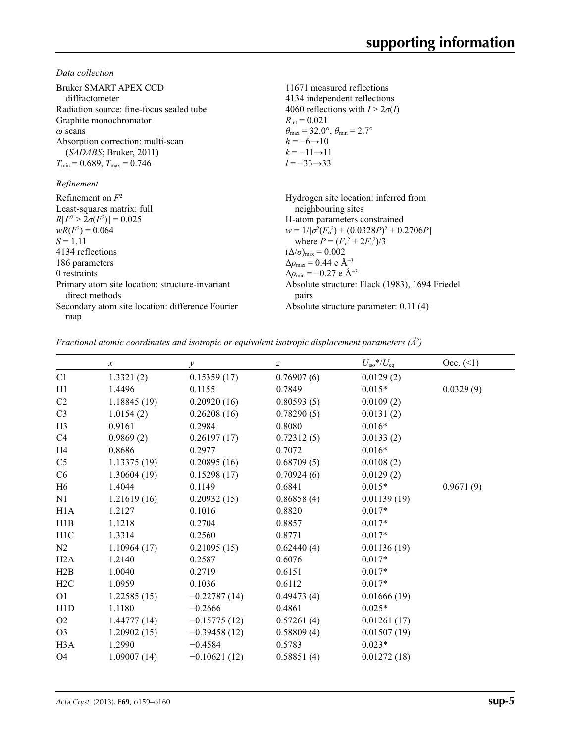*Data collection*

Bruker SMART APEX CCD diffractometer
Radiation source: fine-focus sealed tube
Graphite monochromator
$\omega$ scans
Absorption correction: multi-scan (*SADABS*; Bruker, 2011)
$T_{min} = 0.689$, $T_{max} = 0.746$

11671 measured reflections
4134 independent reflections
4060 reflections with $I > 2\sigma(I)$
$R_{int} = 0.021$
$\theta_{max} = 32.0°$, $\theta_{min} = 2.7°$
$h = -6 \rightarrow 10$
$k = -11 \rightarrow 11$
$l = -33 \rightarrow 33$

*Refinement*

Refinement on $F^2$
Least-squares matrix: full
$R[F^2 > 2\sigma(F^2)] = 0.025$
$wR(F^2) = 0.064$
$S = 1.11$
4134 reflections
186 parameters
0 restraints
Primary atom site location: structure-invariant direct methods
Secondary atom site location: difference Fourier map

Hydrogen site location: inferred from neighbouring sites
H-atom parameters constrained
$w = 1/[\sigma^2(F_o^2) + (0.0328P)^2 + 0.2706P]$ where $P = (F_o^2 + 2F_c^2)/3$
$(\Delta/\sigma)_{max} = 0.002$
$\Delta\rho_{max} = 0.44$ e Å$^{-3}$
$\Delta\rho_{min} = -0.27$ e Å$^{-3}$
Absolute structure: Flack (1983), 1694 Friedel pairs
Absolute structure parameter: 0.11 (4)

*Fractional atomic coordinates and isotropic or equivalent isotropic displacement parameters (Å²)*

| | $x$ | $y$ | $z$ | $U_{iso}$*/$U_{eq}$ | Occ. (<1) |
|---|---|---|---|---|---|
| C1 | 1.3321 (2) | 0.15359 (17) | 0.76907 (6) | 0.0129 (2) | |
| H1 | 1.4496 | 0.1155 | 0.7849 | 0.015* | 0.0329 (9) |
| C2 | 1.18845 (19) | 0.20920 (16) | 0.80593 (5) | 0.0109 (2) | |
| C3 | 1.0154 (2) | 0.26208 (16) | 0.78290 (5) | 0.0131 (2) | |
| H3 | 0.9161 | 0.2984 | 0.8080 | 0.016* | |
| C4 | 0.9869 (2) | 0.26197 (17) | 0.72312 (5) | 0.0133 (2) | |
| H4 | 0.8686 | 0.2977 | 0.7072 | 0.016* | |
| C5 | 1.13375 (19) | 0.20895 (16) | 0.68709 (5) | 0.0108 (2) | |
| C6 | 1.30604 (19) | 0.15298 (17) | 0.70924 (6) | 0.0129 (2) | |
| H6 | 1.4044 | 0.1149 | 0.6841 | 0.015* | 0.9671 (9) |
| N1 | 1.21619 (16) | 0.20932 (15) | 0.86858 (4) | 0.01139 (19) | |
| H1A | 1.2127 | 0.1016 | 0.8820 | 0.017* | |
| H1B | 1.1218 | 0.2704 | 0.8857 | 0.017* | |
| H1C | 1.3314 | 0.2560 | 0.8771 | 0.017* | |
| N2 | 1.10964 (17) | 0.21095 (15) | 0.62440 (4) | 0.01136 (19) | |
| H2A | 1.2140 | 0.2587 | 0.6076 | 0.017* | |
| H2B | 1.0040 | 0.2719 | 0.6151 | 0.017* | |
| H2C | 1.0959 | 0.1036 | 0.6112 | 0.017* | |
| O1 | 1.22585 (15) | −0.22787 (14) | 0.49473 (4) | 0.01666 (19) | |
| H1D | 1.1180 | −0.2666 | 0.4861 | 0.025* | |
| O2 | 1.44777 (14) | −0.15775 (12) | 0.57261 (4) | 0.01261 (17) | |
| O3 | 1.20902 (15) | −0.39458 (12) | 0.58809 (4) | 0.01507 (19) | |
| H3A | 1.2990 | −0.4584 | 0.5783 | 0.023* | |
| O4 | 1.09007 (14) | −0.10621 (12) | 0.58851 (4) | 0.01272 (18) | |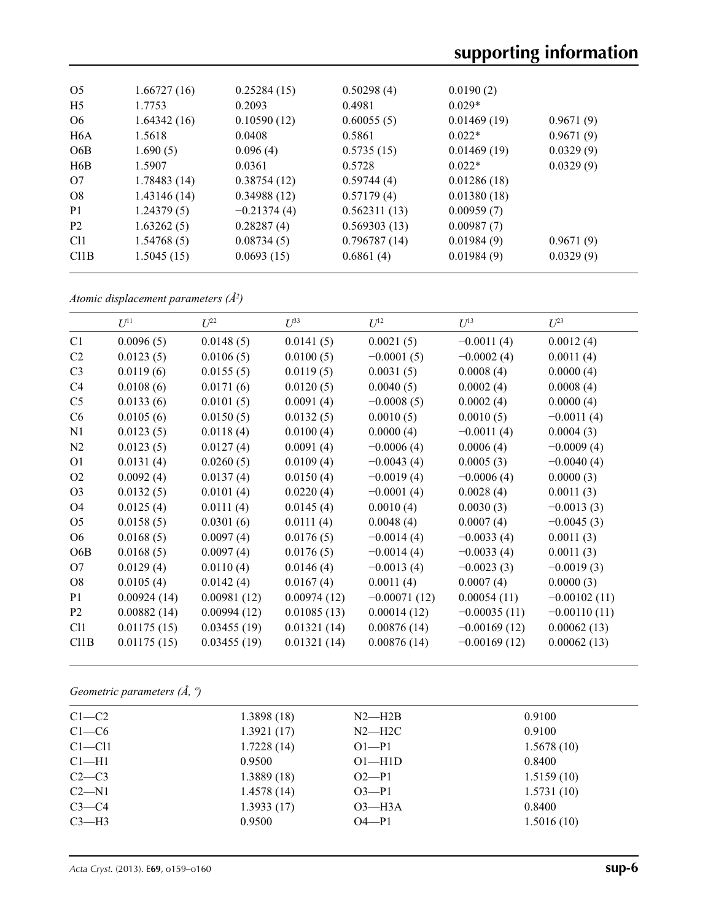| | | | | | |
|---|---|---|---|---|---|
| O5 | 1.66727 (16) | 0.25284 (15) | 0.50298 (4) | 0.0190 (2) | |
| H5 | 1.7753 | 0.2093 | 0.4981 | 0.029* | |
| O6 | 1.64342 (16) | 0.10590 (12) | 0.60055 (5) | 0.01469 (19) | 0.9671 (9) |
| H6A | 1.5618 | 0.0408 | 0.5861 | 0.022* | 0.9671 (9) |
| O6B | 1.690 (5) | 0.096 (4) | 0.5735 (15) | 0.01469 (19) | 0.0329 (9) |
| H6B | 1.5907 | 0.0361 | 0.5728 | 0.022* | 0.0329 (9) |
| O7 | 1.78483 (14) | 0.38754 (12) | 0.59744 (4) | 0.01286 (18) | |
| O8 | 1.43146 (14) | 0.34988 (12) | 0.57179 (4) | 0.01380 (18) | |
| P1 | 1.24379 (5) | −0.21374 (4) | 0.562311 (13) | 0.00959 (7) | |
| P2 | 1.63262 (5) | 0.28287 (4) | 0.569303 (13) | 0.00987 (7) | |
| Cl1 | 1.54768 (5) | 0.08734 (5) | 0.796787 (14) | 0.01984 (9) | 0.9671 (9) |
| Cl1B | 1.5045 (15) | 0.0693 (15) | 0.6861 (4) | 0.01984 (9) | 0.0329 (9) |

*Atomic displacement parameters ($Å^2$)*

| | $U^{11}$ | $U^{22}$ | $U^{33}$ | $U^{12}$ | $U^{13}$ | $U^{23}$ |
|---|---|---|---|---|---|---|
| C1 | 0.0096 (5) | 0.0148 (5) | 0.0141 (5) | 0.0021 (5) | −0.0011 (4) | 0.0012 (4) |
| C2 | 0.0123 (5) | 0.0106 (5) | 0.0100 (5) | −0.0001 (5) | −0.0002 (4) | 0.0011 (4) |
| C3 | 0.0119 (6) | 0.0155 (5) | 0.0119 (5) | 0.0031 (5) | 0.0008 (4) | 0.0000 (4) |
| C4 | 0.0108 (6) | 0.0171 (6) | 0.0120 (5) | 0.0040 (5) | 0.0002 (4) | 0.0008 (4) |
| C5 | 0.0133 (6) | 0.0101 (5) | 0.0091 (4) | −0.0008 (5) | 0.0002 (4) | 0.0000 (4) |
| C6 | 0.0105 (6) | 0.0150 (5) | 0.0132 (5) | 0.0010 (5) | 0.0010 (5) | −0.0011 (4) |
| N1 | 0.0123 (5) | 0.0118 (4) | 0.0100 (4) | 0.0000 (4) | −0.0011 (4) | 0.0004 (3) |
| N2 | 0.0123 (5) | 0.0127 (4) | 0.0091 (4) | −0.0006 (4) | 0.0006 (4) | −0.0009 (4) |
| O1 | 0.0131 (4) | 0.0260 (5) | 0.0109 (4) | −0.0043 (4) | 0.0005 (3) | −0.0040 (4) |
| O2 | 0.0092 (4) | 0.0137 (4) | 0.0150 (4) | −0.0019 (4) | −0.0006 (4) | 0.0000 (3) |
| O3 | 0.0132 (5) | 0.0101 (4) | 0.0220 (4) | −0.0001 (4) | 0.0028 (4) | 0.0011 (3) |
| O4 | 0.0125 (4) | 0.0111 (4) | 0.0145 (4) | 0.0010 (4) | 0.0030 (3) | −0.0013 (3) |
| O5 | 0.0158 (5) | 0.0301 (6) | 0.0111 (4) | 0.0048 (4) | 0.0007 (4) | −0.0045 (3) |
| O6 | 0.0168 (5) | 0.0097 (4) | 0.0176 (5) | −0.0014 (4) | −0.0033 (4) | 0.0011 (3) |
| O6B | 0.0168 (5) | 0.0097 (4) | 0.0176 (5) | −0.0014 (4) | −0.0033 (4) | 0.0011 (3) |
| O7 | 0.0129 (4) | 0.0110 (4) | 0.0146 (4) | −0.0013 (4) | −0.0023 (3) | −0.0019 (3) |
| O8 | 0.0105 (4) | 0.0142 (4) | 0.0167 (4) | 0.0011 (4) | 0.0007 (4) | 0.0000 (3) |
| P1 | 0.00924 (14) | 0.00981 (12) | 0.00974 (12) | −0.00071 (12) | 0.00054 (11) | −0.00102 (11) |
| P2 | 0.00882 (14) | 0.00994 (12) | 0.01085 (13) | 0.00014 (12) | −0.00035 (11) | −0.00110 (11) |
| Cl1 | 0.01175 (15) | 0.03455 (19) | 0.01321 (14) | 0.00876 (14) | −0.00169 (12) | 0.00062 (13) |
| Cl1B | 0.01175 (15) | 0.03455 (19) | 0.01321 (14) | 0.00876 (14) | −0.00169 (12) | 0.00062 (13) |

*Geometric parameters (Å, º)*

| | | | |
|---|---|---|---|
| C1—C2 | 1.3898 (18) | N2—H2B | 0.9100 |
| C1—C6 | 1.3921 (17) | N2—H2C | 0.9100 |
| C1—Cl1 | 1.7228 (14) | O1—P1 | 1.5678 (10) |
| C1—H1 | 0.9500 | O1—H1D | 0.8400 |
| C2—C3 | 1.3889 (18) | O2—P1 | 1.5159 (10) |
| C2—N1 | 1.4578 (14) | O3—P1 | 1.5731 (10) |
| C3—C4 | 1.3933 (17) | O3—H3A | 0.8400 |
| C3—H3 | 0.9500 | O4—P1 | 1.5016 (10) |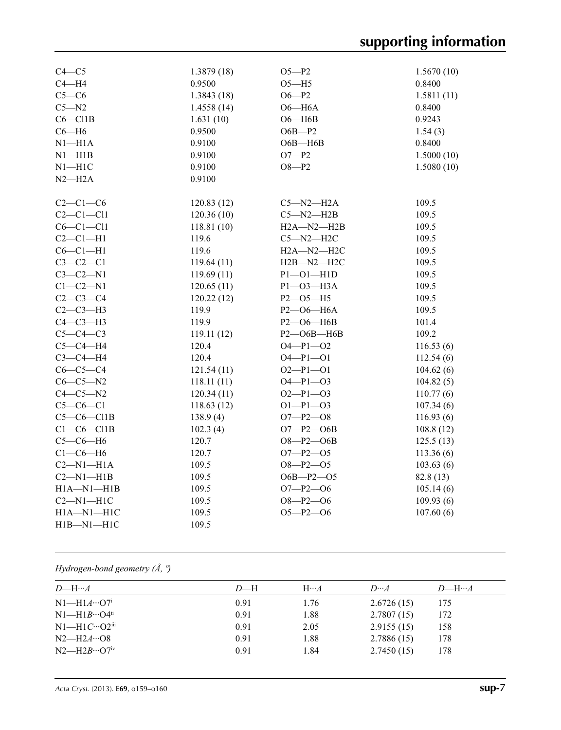| | | | |
|---|---|---|---|
| C4—C5 | 1.3879 (18) | O5—P2 | 1.5670 (10) |
| C4—H4 | 0.9500 | O5—H5 | 0.8400 |
| C5—C6 | 1.3843 (18) | O6—P2 | 1.5811 (11) |
| C5—N2 | 1.4558 (14) | O6—H6A | 0.8400 |
| C6—Cl1B | 1.631 (10) | O6—H6B | 0.9243 |
| C6—H6 | 0.9500 | O6B—P2 | 1.54 (3) |
| N1—H1A | 0.9100 | O6B—H6B | 0.8400 |
| N1—H1B | 0.9100 | O7—P2 | 1.5000 (10) |
| N1—H1C | 0.9100 | O8—P2 | 1.5080 (10) |
| N2—H2A | 0.9100 | | |
| | | | |
| C2—C1—C6 | 120.83 (12) | C5—N2—H2A | 109.5 |
| C2—C1—Cl1 | 120.36 (10) | C5—N2—H2B | 109.5 |
| C6—C1—Cl1 | 118.81 (10) | H2A—N2—H2B | 109.5 |
| C2—C1—H1 | 119.6 | C5—N2—H2C | 109.5 |
| C6—C1—H1 | 119.6 | H2A—N2—H2C | 109.5 |
| C3—C2—C1 | 119.64 (11) | H2B—N2—H2C | 109.5 |
| C3—C2—N1 | 119.69 (11) | P1—O1—H1D | 109.5 |
| C1—C2—N1 | 120.65 (11) | P1—O3—H3A | 109.5 |
| C2—C3—C4 | 120.22 (12) | P2—O5—H5 | 109.5 |
| C2—C3—H3 | 119.9 | P2—O6—H6A | 109.5 |
| C4—C3—H3 | 119.9 | P2—O6—H6B | 101.4 |
| C5—C4—C3 | 119.11 (12) | P2—O6B—H6B | 109.2 |
| C5—C4—H4 | 120.4 | O4—P1—O2 | 116.53 (6) |
| C3—C4—H4 | 120.4 | O4—P1—O1 | 112.54 (6) |
| C6—C5—C4 | 121.54 (11) | O2—P1—O1 | 104.62 (6) |
| C6—C5—N2 | 118.11 (11) | O4—P1—O3 | 104.82 (5) |
| C4—C5—N2 | 120.34 (11) | O2—P1—O3 | 110.77 (6) |
| C5—C6—C1 | 118.63 (12) | O1—P1—O3 | 107.34 (6) |
| C5—C6—Cl1B | 138.9 (4) | O7—P2—O8 | 116.93 (6) |
| C1—C6—Cl1B | 102.3 (4) | O7—P2—O6B | 108.8 (12) |
| C5—C6—H6 | 120.7 | O8—P2—O6B | 125.5 (13) |
| C1—C6—H6 | 120.7 | O7—P2—O5 | 113.36 (6) |
| C2—N1—H1A | 109.5 | O8—P2—O5 | 103.63 (6) |
| C2—N1—H1B | 109.5 | O6B—P2—O5 | 82.8 (13) |
| H1A—N1—H1B | 109.5 | O7—P2—O6 | 105.14 (6) |
| C2—N1—H1C | 109.5 | O8—P2—O6 | 109.93 (6) |
| H1A—N1—H1C | 109.5 | O5—P2—O6 | 107.60 (6) |
| H1B—N1—H1C | 109.5 | | |

*Hydrogen-bond geometry (Å, º)*

| *D*—H···*A* | *D*—H | H···*A* | *D*···*A* | *D*—H···*A* |
|---|---|---|---|---|
| N1—H1*A*···O7[i] | 0.91 | 1.76 | 2.6726 (15) | 175 |
| N1—H1*B*···O4[ii] | 0.91 | 1.88 | 2.7807 (15) | 172 |
| N1—H1*C*···O2[iii] | 0.91 | 2.05 | 2.9155 (15) | 158 |
| N2—H2*A*···O8 | 0.91 | 1.88 | 2.7886 (15) | 178 |
| N2—H2*B*···O7[iv] | 0.91 | 1.84 | 2.7450 (15) | 178 |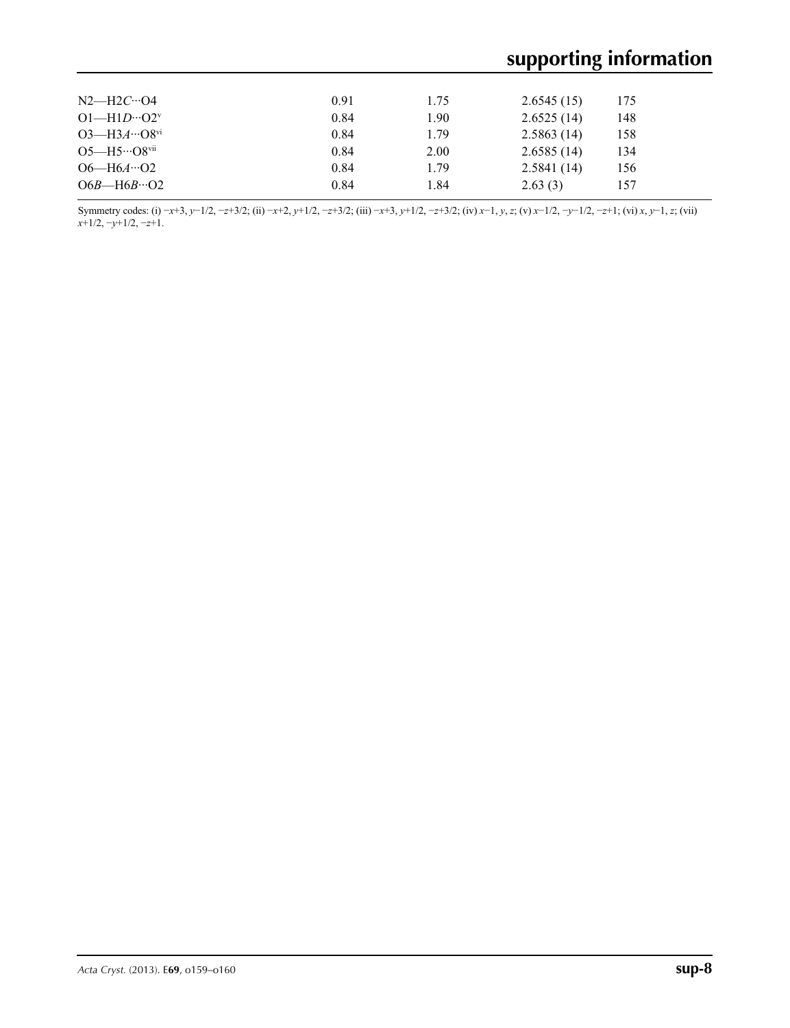| | | | | |
|---|---|---|---|---|
| N2—H2*C*···O4 | 0.91 | 1.75 | 2.6545 (15) | 175 |
| O1—H1*D*···O2$^{v}$ | 0.84 | 1.90 | 2.6525 (14) | 148 |
| O3—H3*A*···O8$^{vi}$ | 0.84 | 1.79 | 2.5863 (14) | 158 |
| O5—H5···O8$^{vii}$ | 0.84 | 2.00 | 2.6585 (14) | 134 |
| O6—H6*A*···O2 | 0.84 | 1.79 | 2.5841 (14) | 156 |
| O6*B*—H6*B*···O2 | 0.84 | 1.84 | 2.63 (3) | 157 |

Symmetry codes: (i) −*x*+3, *y*−1/2, −*z*+3/2; (ii) −*x*+2, *y*+1/2, −*z*+3/2; (iii) −*x*+3, *y*+1/2, −*z*+3/2; (iv) *x*−1, *y*, *z*; (v) *x*−1/2, −*y*−1/2, −*z*+1; (vi) *x*, *y*−1, *z*; (vii) *x*+1/2, −*y*+1/2, −*z*+1.